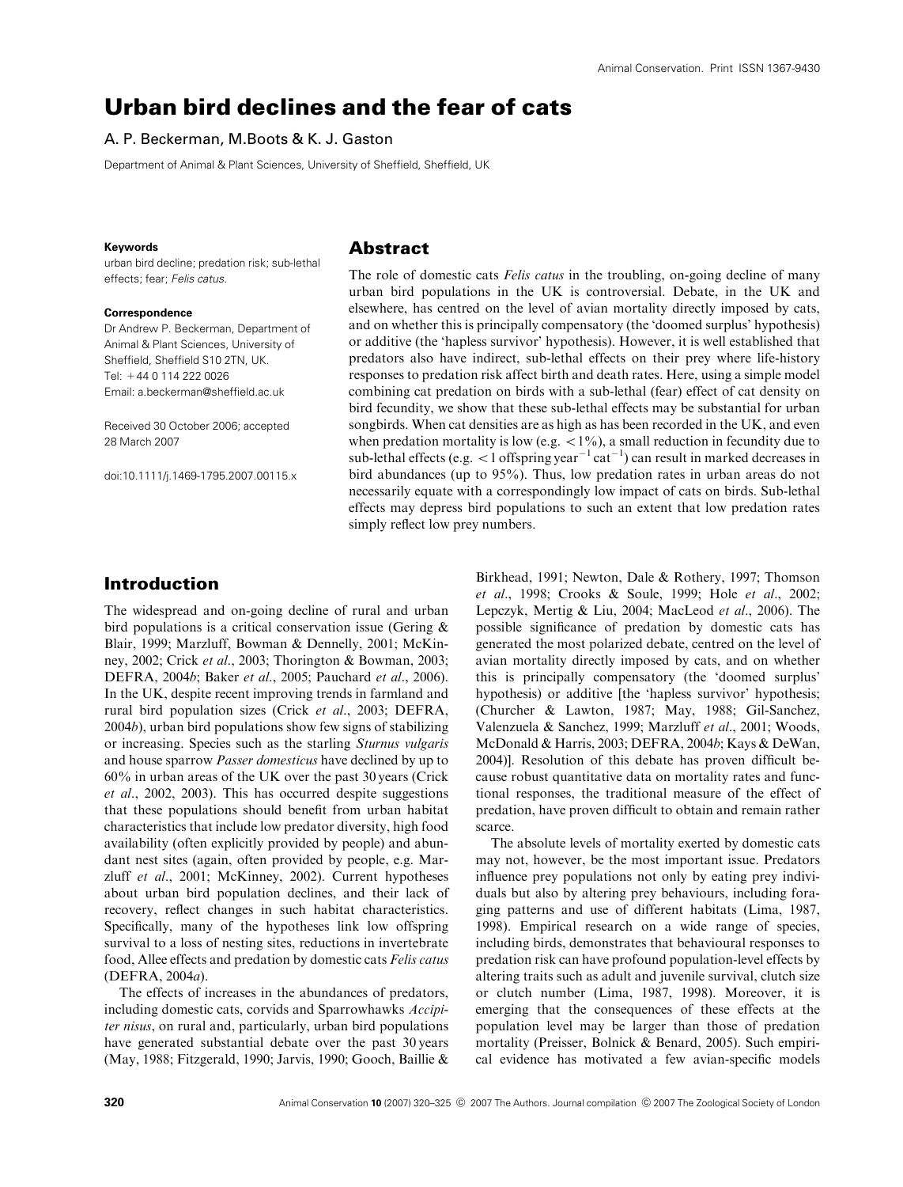# Urban bird declines and the fear of cats

A. P. Beckerman, M. Boots & K. J. Gaston

Department of Animal & Plant Sciences, University of Sheffield, Sheffield, UK

**Keywords**

urban bird decline; predation risk; sub-lethal effects; fear; *Felis catus*.

**Correspondence**

Dr Andrew P. Beckerman, Department of Animal & Plant Sciences, University of Sheffield, Sheffield S10 2TN, UK.
Tel: +44 0 114 222 0026
Email: a.beckerman@sheffield.ac.uk

Received 30 October 2006; accepted 28 March 2007

doi:10.1111/j.1469-1795.2007.00115.x

## Abstract

The role of domestic cats *Felis catus* in the troubling, on-going decline of many urban bird populations in the UK is controversial. Debate, in the UK and elsewhere, has centred on the level of avian mortality directly imposed by cats, and on whether this is principally compensatory (the 'doomed surplus' hypothesis) or additive (the 'hapless survivor' hypothesis). However, it is well established that predators also have indirect, sub-lethal effects on their prey where life-history responses to predation risk affect birth and death rates. Here, using a simple model combining cat predation on birds with a sub-lethal (fear) effect of cat density on bird fecundity, we show that these sub-lethal effects may be substantial for urban songbirds. When cat densities are as high as has been recorded in the UK, and even when predation mortality is low (e.g. $<1\%$), a small reduction in fecundity due to sub-lethal effects (e.g. $<1$ offspring year$^{-1}$ cat$^{-1}$) can result in marked decreases in bird abundances (up to 95%). Thus, low predation rates in urban areas do not necessarily equate with a correspondingly low impact of cats on birds. Sub-lethal effects may depress bird populations to such an extent that low predation rates simply reflect low prey numbers.

## Introduction

The widespread and on-going decline of rural and urban bird populations is a critical conservation issue (Gering & Blair, 1999; Marzluff, Bowman & Dennelly, 2001; McKinney, 2002; Crick *et al*., 2003; Thorington & Bowman, 2003; DEFRA, 2004*b*; Baker *et al*., 2005; Pauchard *et al*., 2006). In the UK, despite recent improving trends in farmland and rural bird population sizes (Crick *et al*., 2003; DEFRA, 2004*b*), urban bird populations show few signs of stabilizing or increasing. Species such as the starling *Sturnus vulgaris* and house sparrow *Passer domesticus* have declined by up to 60% in urban areas of the UK over the past 30 years (Crick *et al*., 2002, 2003). This has occurred despite suggestions that these populations should benefit from urban habitat characteristics that include low predator diversity, high food availability (often explicitly provided by people) and abundant nest sites (again, often provided by people, e.g. Marzluff *et al*., 2001; McKinney, 2002). Current hypotheses about urban bird population declines, and their lack of recovery, reflect changes in such habitat characteristics. Specifically, many of the hypotheses link low offspring survival to a loss of nesting sites, reductions in invertebrate food, Allee effects and predation by domestic cats *Felis catus* (DEFRA, 2004*a*).

The effects of increases in the abundances of predators, including domestic cats, corvids and Sparrowhawks *Accipiter nisus*, on rural and, particularly, urban bird populations have generated substantial debate over the past 30 years (May, 1988; Fitzgerald, 1990; Jarvis, 1990; Gooch, Baillie & Birkhead, 1991; Newton, Dale & Rothery, 1997; Thomson *et al*., 1998; Crooks & Soule, 1999; Hole *et al*., 2002; Lepczyk, Mertig & Liu, 2004; MacLeod *et al*., 2006). The possible significance of predation by domestic cats has generated the most polarized debate, centred on the level of avian mortality directly imposed by cats, and on whether this is principally compensatory (the 'doomed surplus' hypothesis) or additive [the 'hapless survivor' hypothesis; (Churcher & Lawton, 1987; May, 1988; Gil-Sanchez, Valenzuela & Sanchez, 1999; Marzluff *et al*., 2001; Woods, McDonald & Harris, 2003; DEFRA, 2004*b*; Kays & DeWan, 2004)]. Resolution of this debate has proven difficult because robust quantitative data on mortality rates and functional responses, the traditional measure of the effect of predation, have proven difficult to obtain and remain rather scarce.

The absolute levels of mortality exerted by domestic cats may not, however, be the most important issue. Predators influence prey populations not only by eating prey individuals but also by altering prey behaviours, including foraging patterns and use of different habitats (Lima, 1987, 1998). Empirical research on a wide range of species, including birds, demonstrates that behavioural responses to predation risk can have profound population-level effects by altering traits such as adult and juvenile survival, clutch size or clutch number (Lima, 1987, 1998). Moreover, it is emerging that the consequences of these effects at the population level may be larger than those of predation mortality (Preisser, Bolnick & Benard, 2005). Such empirical evidence has motivated a few avian-specific models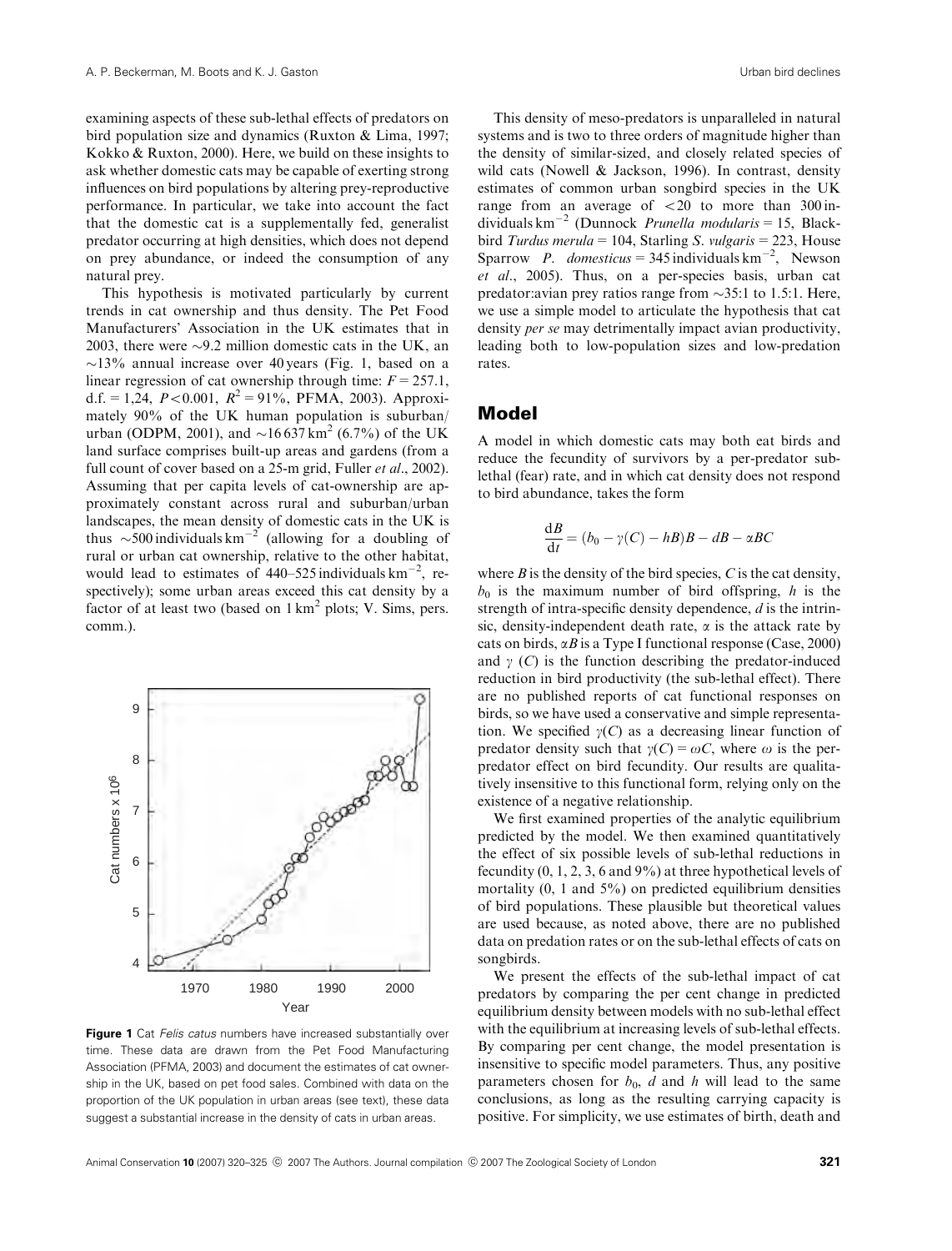examining aspects of these sub-lethal effects of predators on bird population size and dynamics (Ruxton & Lima, 1997; Kokko & Ruxton, 2000). Here, we build on these insights to ask whether domestic cats may be capable of exerting strong influences on bird populations by altering prey-reproductive performance. In particular, we take into account the fact that the domestic cat is a supplementally fed, generalist predator occurring at high densities, which does not depend on prey abundance, or indeed the consumption of any natural prey.

This hypothesis is motivated particularly by current trends in cat ownership and thus density. The Pet Food Manufacturers' Association in the UK estimates that in 2003, there were ~9.2 million domestic cats in the UK, an ~13% annual increase over 40 years (Fig. 1, based on a linear regression of cat ownership through time: $F = 257.1$, d.f. = 1,24, $P < 0.001$, $R^2 = 91\%$, PFMA, 2003). Approximately 90% of the UK human population is suburban/urban (ODPM, 2001), and ~16 637 km$^2$ (6.7%) of the UK land surface comprises built-up areas and gardens (from a full count of cover based on a 25-m grid, Fuller *et al*., 2002). Assuming that per capita levels of cat-ownership are approximately constant across rural and suburban/urban landscapes, the mean density of domestic cats in the UK is thus ~500 individuals km$^{-2}$ (allowing for a doubling of rural or urban cat ownership, relative to the other habitat, would lead to estimates of 440–525 individuals km$^{-2}$, respectively); some urban areas exceed this cat density by a factor of at least two (based on 1 km$^2$ plots; V. Sims, pers. comm.).

**Figure 1** Cat *Felis catus* numbers have increased substantially over time. These data are drawn from the Pet Food Manufacturing Association (PFMA, 2003) and document the estimates of cat ownership in the UK, based on pet food sales. Combined with data on the proportion of the UK population in urban areas (see text), these data suggest a substantial increase in the density of cats in urban areas.

This density of meso-predators is unparalleled in natural systems and is two to three orders of magnitude higher than the density of similar-sized, and closely related species of wild cats (Nowell & Jackson, 1996). In contrast, density estimates of common urban songbird species in the UK range from an average of <20 to more than 300 individuals km$^{-2}$ (Dunnock *Prunella modularis* = 15, Blackbird *Turdus merula* = 104, Starling *S. vulgaris* = 223, House Sparrow *P. domesticus* = 345 individuals km$^{-2}$, Newson *et al*., 2005). Thus, on a per-species basis, urban cat predator:avian prey ratios range from ~35:1 to 1.5:1. Here, we use a simple model to articulate the hypothesis that cat density *per se* may detrimentally impact avian productivity, leading both to low-population sizes and low-predation rates.

## Model

A model in which domestic cats may both eat birds and reduce the fecundity of survivors by a per-predator sub-lethal (fear) rate, and in which cat density does not respond to bird abundance, takes the form

$$\frac{dB}{dt} = (b_0 - \gamma(C) - hB)B - dB - \alpha BC$$

where $B$ is the density of the bird species, $C$ is the cat density, $b_0$ is the maximum number of bird offspring, $h$ is the strength of intra-specific density dependence, $d$ is the intrinsic, density-independent death rate, $\alpha$ is the attack rate by cats on birds, $\alpha B$ is a Type I functional response (Case, 2000) and $\gamma$ ($C$) is the function describing the predator-induced reduction in bird productivity (the sub-lethal effect). There are no published reports of cat functional responses on birds, so we have used a conservative and simple representation. We specified $\gamma(C)$ as a decreasing linear function of predator density such that $\gamma(C) = \omega C$, where $\omega$ is the per-predator effect on bird fecundity. Our results are qualitatively insensitive to this functional form, relying only on the existence of a negative relationship.

We first examined properties of the analytic equilibrium predicted by the model. We then examined quantitatively the effect of six possible levels of sub-lethal reductions in fecundity (0, 1, 2, 3, 6 and 9%) at three hypothetical levels of mortality (0, 1 and 5%) on predicted equilibrium densities of bird populations. These plausible but theoretical values are used because, as noted above, there are no published data on predation rates or on the sub-lethal effects of cats on songbirds.

We present the effects of the sub-lethal impact of cat predators by comparing the per cent change in predicted equilibrium density between models with no sub-lethal effect with the equilibrium at increasing levels of sub-lethal effects. By comparing per cent change, the model presentation is insensitive to specific model parameters. Thus, any positive parameters chosen for $b_0$, $d$ and $h$ will lead to the same conclusions, as long as the resulting carrying capacity is positive. For simplicity, we use estimates of birth, death and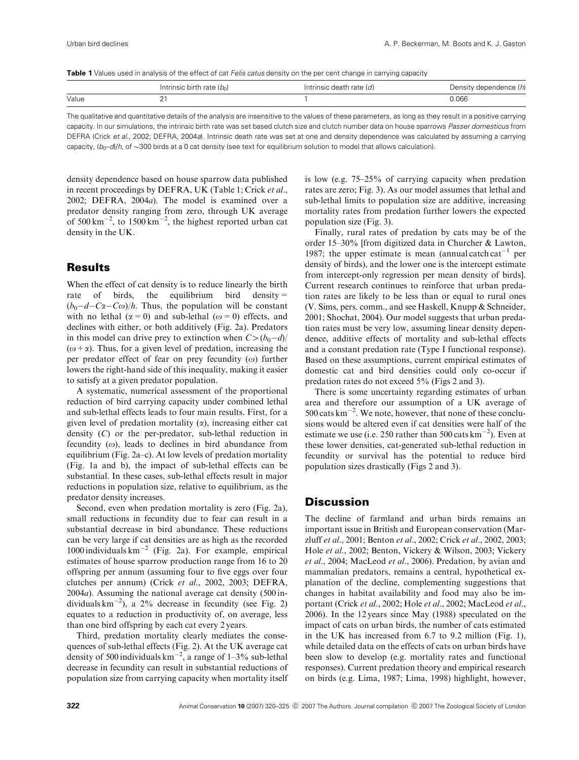**Table 1** Values used in analysis of the effect of cat *Felis catus* density on the per cent change in carrying capacity

| | Intrinsic birth rate ($b_0$) | Intrinsic death rate ($d$) | Density dependence ($h$) |
|---|---|---|---|
| Value | 21 | 1 | 0.066 |

The qualitative and quantitative details of the analysis are insensitive to the values of these parameters, as long as they result in a positive carrying capacity. In our simulations, the intrinsic birth rate was set based clutch size and clutch number data on house sparrows *Passer domesticus* from DEFRA (Crick *et al*., 2002; DEFRA, 2004*a*). Intrinsic death rate was set at one and density dependence was calculated by assuming a carrying capacity, $(b_0-d)/h$, of ~300 birds at a 0 cat density (see text for equilibrium solution to model that allows calculation).

density dependence based on house sparrow data published in recent proceedings by DEFRA, UK (Table 1; Crick *et al*., 2002; DEFRA, 2004*a*). The model is examined over a predator density ranging from zero, through UK average of 500 $\text{km}^{-2}$, to 1500 $\text{km}^{-2}$, the highest reported urban cat density in the UK.

## Results

When the effect of cat density is to reduce linearly the birth rate of birds, the equilibrium bird density $= (b_0-d-C\alpha-C\omega)/h$. Thus, the population will be constant with no lethal ($\alpha=0$) and sub-lethal ($\omega=0$) effects, and declines with either, or both additively (Fig. 2a). Predators in this model can drive prey to extinction when $C>(b_0-d)/(\omega+\alpha)$. Thus, for a given level of predation, increasing the per predator effect of fear on prey fecundity ($\omega$) further lowers the right-hand side of this inequality, making it easier to satisfy at a given predator population.

A systematic, numerical assessment of the proportional reduction of bird carrying capacity under combined lethal and sub-lethal effects leads to four main results. First, for a given level of predation mortality ($\alpha$), increasing either cat density ($C$) or the per-predator, sub-lethal reduction in fecundity ($\omega$), leads to declines in bird abundance from equilibrium (Fig. 2a–c). At low levels of predation mortality (Fig. 1a and b), the impact of sub-lethal effects can be substantial. In these cases, sub-lethal effects result in major reductions in population size, relative to equilibrium, as the predator density increases.

Second, even when predation mortality is zero (Fig. 2a), small reductions in fecundity due to fear can result in a substantial decrease in bird abundance. These reductions can be very large if cat densities are as high as the recorded 1000 individuals $\text{km}^{-2}$ (Fig. 2a). For example, empirical estimates of house sparrow production range from 16 to 20 offspring per annum (assuming four to five eggs over four clutches per annum) (Crick *et al*., 2002, 2003; DEFRA, 2004*a*). Assuming the national average cat density (500 individuals $\text{km}^{-2}$), a 2% decrease in fecundity (see Fig. 2) equates to a reduction in productivity of, on average, less than one bird offspring by each cat every 2 years.

Third, predation mortality clearly mediates the consequences of sub-lethal effects (Fig. 2). At the UK average cat density of 500 individuals $\text{km}^{-2}$, a range of 1–3% sub-lethal decrease in fecundity can result in substantial reductions of population size from carrying capacity when mortality itself is low (e.g. 75–25% of carrying capacity when predation rates are zero; Fig. 3). As our model assumes that lethal and sub-lethal limits to population size are additive, increasing mortality rates from predation further lowers the expected population size (Fig. 3).

Finally, rural rates of predation by cats may be of the order 15–30% [from digitized data in Churcher & Lawton, 1987; the upper estimate is mean (annual catch $\text{cat}^{-1}$ per density of birds), and the lower one is the intercept estimate from intercept-only regression per mean density of birds]. Current research continues to reinforce that urban predation rates are likely to be less than or equal to rural ones (V. Sims, pers. comm., and see Haskell, Knupp & Schneider, 2001; Shochat, 2004). Our model suggests that urban predation rates must be very low, assuming linear density dependence, additive effects of mortality and sub-lethal effects and a constant predation rate (Type I functional response). Based on these assumptions, current empirical estimates of domestic cat and bird densities could only co-occur if predation rates do not exceed 5% (Figs 2 and 3).

There is some uncertainty regarding estimates of urban area and therefore our assumption of a UK average of 500 cats $\text{km}^{-2}$. We note, however, that none of these conclusions would be altered even if cat densities were half of the estimate we use (i.e. 250 rather than 500 cats $\text{km}^{-2}$). Even at these lower densities, cat-generated sub-lethal reduction in fecundity or survival has the potential to reduce bird population sizes drastically (Figs 2 and 3).

## Discussion

The decline of farmland and urban birds remains an important issue in British and European conservation (Marzluff *et al*., 2001; Benton *et al*., 2002; Crick *et al*., 2002, 2003; Hole *et al*., 2002; Benton, Vickery & Wilson, 2003; Vickery *et al*., 2004; MacLeod *et al*., 2006). Predation, by avian and mammalian predators, remains a central, hypothetical explanation of the decline, complementing suggestions that changes in habitat availability and food may also be important (Crick *et al*., 2002; Hole *et al*., 2002; MacLeod *et al*., 2006). In the 12 years since May (1988) speculated on the impact of cats on urban birds, the number of cats estimated in the UK has increased from 6.7 to 9.2 million (Fig. 1), while detailed data on the effects of cats on urban birds have been slow to develop (e.g. mortality rates and functional responses). Current predation theory and empirical research on birds (e.g. Lima, 1987; Lima, 1998) highlight, however,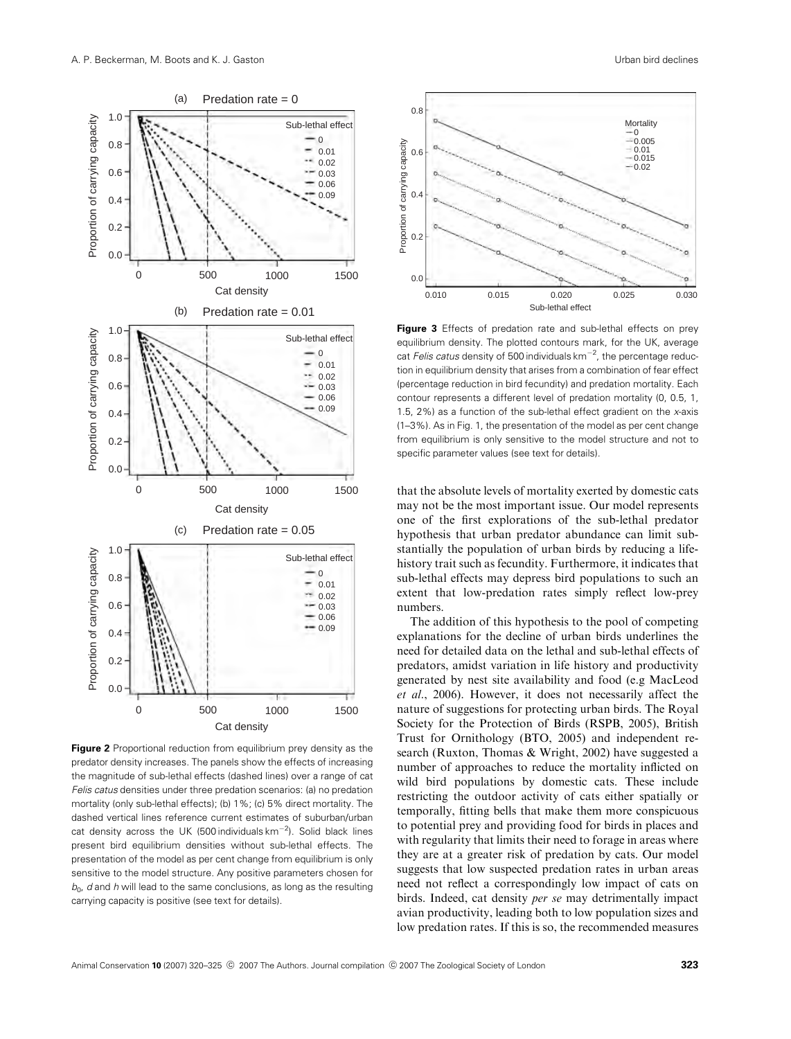**Figure 2** Proportional reduction from equilibrium prey density as the predator density increases. The panels show the effects of increasing the magnitude of sub-lethal effects (dashed lines) over a range of cat *Felis catus* densities under three predation scenarios: (a) no predation mortality (only sub-lethal effects); (b) 1%; (c) 5% direct mortality. The dashed vertical lines reference current estimates of suburban/urban cat density across the UK (500 individuals km$^{-2}$). Solid black lines present bird equilibrium densities without sub-lethal effects. The presentation of the model as per cent change from equilibrium is only sensitive to the model structure. Any positive parameters chosen for $b_0$, $d$ and $h$ will lead to the same conclusions, as long as the resulting carrying capacity is positive (see text for details).

**Figure 3** Effects of predation rate and sub-lethal effects on prey equilibrium density. The plotted contours mark, for the UK, average cat *Felis catus* density of 500 individuals km$^{-2}$, the percentage reduction in equilibrium density that arises from a combination of fear effect (percentage reduction in bird fecundity) and predation mortality. Each contour represents a different level of predation mortality (0, 0.5, 1, 1.5, 2%) as a function of the sub-lethal effect gradient on the *x*-axis (1–3%). As in Fig. 1, the presentation of the model as per cent change from equilibrium is only sensitive to the model structure and not to specific parameter values (see text for details).

that the absolute levels of mortality exerted by domestic cats may not be the most important issue. Our model represents one of the first explorations of the sub-lethal predator hypothesis that urban predator abundance can limit substantially the population of urban birds by reducing a life-history trait such as fecundity. Furthermore, it indicates that sub-lethal effects may depress bird populations to such an extent that low-predation rates simply reflect low-prey numbers.

The addition of this hypothesis to the pool of competing explanations for the decline of urban birds underlines the need for detailed data on the lethal and sub-lethal effects of predators, amidst variation in life history and productivity generated by nest site availability and food (e.g MacLeod *et al*., 2006). However, it does not necessarily affect the nature of suggestions for protecting urban birds. The Royal Society for the Protection of Birds (RSPB, 2005), British Trust for Ornithology (BTO, 2005) and independent research (Ruxton, Thomas & Wright, 2002) have suggested a number of approaches to reduce the mortality inflicted on wild bird populations by domestic cats. These include restricting the outdoor activity of cats either spatially or temporally, fitting bells that make them more conspicuous to potential prey and providing food for birds in places and with regularity that limits their need to forage in areas where they are at a greater risk of predation by cats. Our model suggests that low suspected predation rates in urban areas need not reflect a correspondingly low impact of cats on birds. Indeed, cat density *per se* may detrimentally impact avian productivity, leading both to low population sizes and low predation rates. If this is so, the recommended measures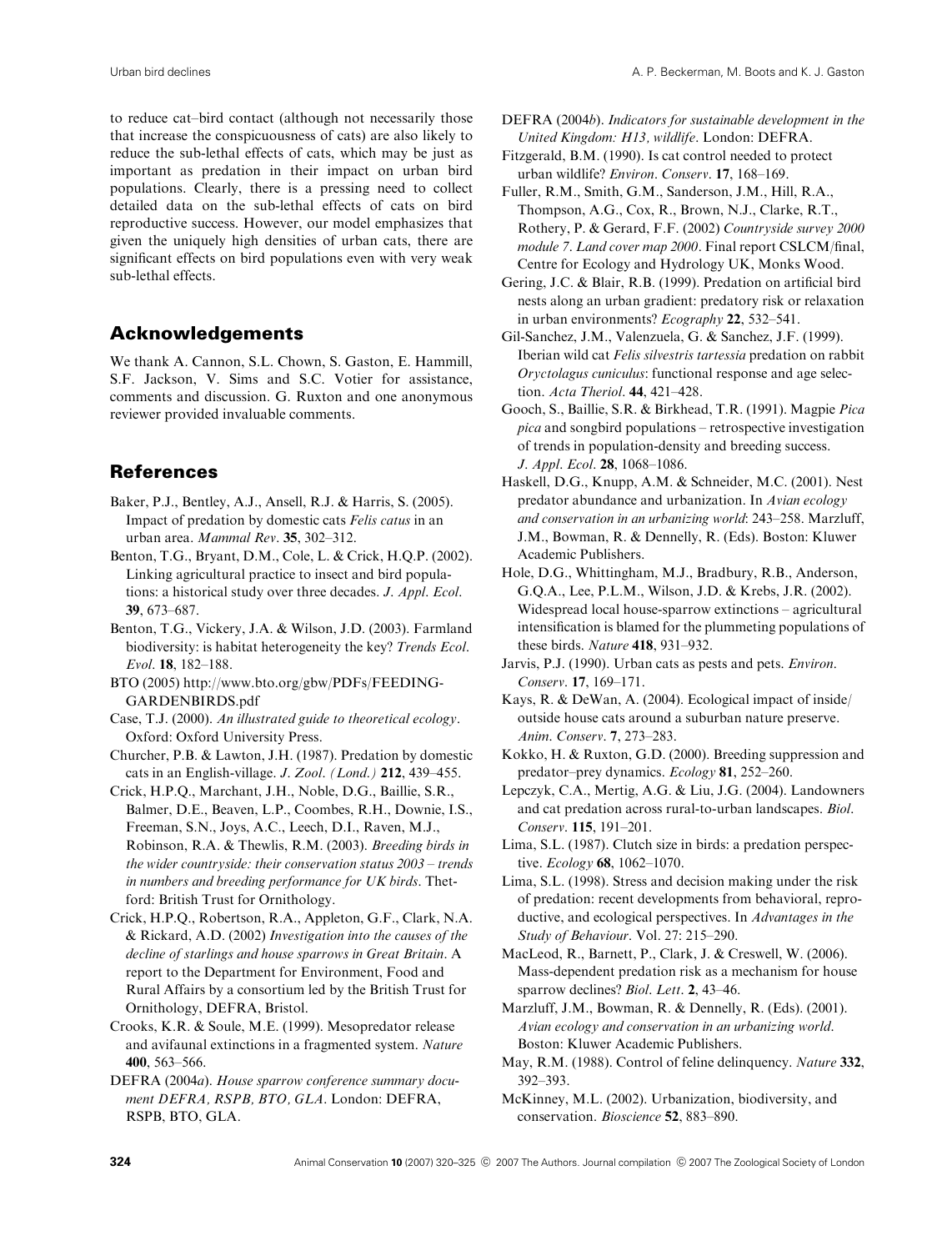to reduce cat–bird contact (although not necessarily those that increase the conspicuousness of cats) are also likely to reduce the sub-lethal effects of cats, which may be just as important as predation in their impact on urban bird populations. Clearly, there is a pressing need to collect detailed data on the sub-lethal effects of cats on bird reproductive success. However, our model emphasizes that given the uniquely high densities of urban cats, there are significant effects on bird populations even with very weak sub-lethal effects.

## Acknowledgements

We thank A. Cannon, S.L. Chown, S. Gaston, E. Hammill, S.F. Jackson, V. Sims and S.C. Votier for assistance, comments and discussion. G. Ruxton and one anonymous reviewer provided invaluable comments.

## References

Baker, P.J., Bentley, A.J., Ansell, R.J. & Harris, S. (2005). Impact of predation by domestic cats *Felis catus* in an urban area. *Mammal Rev*. **35**, 302–312.

Benton, T.G., Bryant, D.M., Cole, L. & Crick, H.Q.P. (2002). Linking agricultural practice to insect and bird populations: a historical study over three decades. *J. Appl. Ecol*. **39**, 673–687.

Benton, T.G., Vickery, J.A. & Wilson, J.D. (2003). Farmland biodiversity: is habitat heterogeneity the key? *Trends Ecol. Evol*. **18**, 182–188.

BTO (2005) http://www.bto.org/gbw/PDFs/FEEDING-GARDENBIRDS.pdf

Case, T.J. (2000). *An illustrated guide to theoretical ecology*. Oxford: Oxford University Press.

Churcher, P.B. & Lawton, J.H. (1987). Predation by domestic cats in an English-village. *J. Zool. (Lond.)* **212**, 439–455.

Crick, H.P.Q., Marchant, J.H., Noble, D.G., Baillie, S.R., Balmer, D.E., Beaven, L.P., Coombes, R.H., Downie, I.S., Freeman, S.N., Joys, A.C., Leech, D.I., Raven, M.J., Robinson, R.A. & Thewlis, R.M. (2003). *Breeding birds in the wider countryside: their conservation status 2003 – trends in numbers and breeding performance for UK birds*. Thetford: British Trust for Ornithology.

Crick, H.P.Q., Robertson, R.A., Appleton, G.F., Clark, N.A. & Rickard, A.D. (2002) *Investigation into the causes of the decline of starlings and house sparrows in Great Britain*. A report to the Department for Environment, Food and Rural Affairs by a consortium led by the British Trust for Ornithology, DEFRA, Bristol.

Crooks, K.R. & Soule, M.E. (1999). Mesopredator release and avifaunal extinctions in a fragmented system. *Nature* **400**, 563–566.

DEFRA (2004*a*). *House sparrow conference summary document DEFRA, RSPB, BTO, GLA*. London: DEFRA, RSPB, BTO, GLA.

DEFRA (2004*b*). *Indicators for sustainable development in the United Kingdom: H13, wildlife*. London: DEFRA.

Fitzgerald, B.M. (1990). Is cat control needed to protect urban wildlife? *Environ. Conserv*. **17**, 168–169.

Fuller, R.M., Smith, G.M., Sanderson, J.M., Hill, R.A., Thompson, A.G., Cox, R., Brown, N.J., Clarke, R.T., Rothery, P. & Gerard, F.F. (2002) *Countryside survey 2000 module 7. Land cover map 2000*. Final report CSLCM/final, Centre for Ecology and Hydrology UK, Monks Wood.

Gering, J.C. & Blair, R.B. (1999). Predation on artificial bird nests along an urban gradient: predatory risk or relaxation in urban environments? *Ecography* **22**, 532–541.

Gil-Sanchez, J.M., Valenzuela, G. & Sanchez, J.F. (1999). Iberian wild cat *Felis silvestris tartessia* predation on rabbit *Oryctolagus cuniculus*: functional response and age selection. *Acta Theriol*. **44**, 421–428.

Gooch, S., Baillie, S.R. & Birkhead, T.R. (1991). Magpie *Pica pica* and songbird populations – retrospective investigation of trends in population-density and breeding success. *J. Appl. Ecol*. **28**, 1068–1086.

Haskell, D.G., Knupp, A.M. & Schneider, M.C. (2001). Nest predator abundance and urbanization. In *Avian ecology and conservation in an urbanizing world*: 243–258. Marzluff, J.M., Bowman, R. & Dennelly, R. (Eds). Boston: Kluwer Academic Publishers.

Hole, D.G., Whittingham, M.J., Bradbury, R.B., Anderson, G.Q.A., Lee, P.L.M., Wilson, J.D. & Krebs, J.R. (2002). Widespread local house-sparrow extinctions – agricultural intensification is blamed for the plummeting populations of these birds. *Nature* **418**, 931–932.

Jarvis, P.J. (1990). Urban cats as pests and pets. *Environ. Conserv*. **17**, 169–171.

Kays, R. & DeWan, A. (2004). Ecological impact of inside/outside house cats around a suburban nature preserve. *Anim. Conserv*. **7**, 273–283.

Kokko, H. & Ruxton, G.D. (2000). Breeding suppression and predator–prey dynamics. *Ecology* **81**, 252–260.

Lepczyk, C.A., Mertig, A.G. & Liu, J.G. (2004). Landowners and cat predation across rural-to-urban landscapes. *Biol. Conserv*. **115**, 191–201.

Lima, S.L. (1987). Clutch size in birds: a predation perspective. *Ecology* **68**, 1062–1070.

Lima, S.L. (1998). Stress and decision making under the risk of predation: recent developments from behavioral, reproductive, and ecological perspectives. In *Advantages in the Study of Behaviour*. Vol. 27: 215–290.

MacLeod, R., Barnett, P., Clark, J. & Creswell, W. (2006). Mass-dependent predation risk as a mechanism for house sparrow declines? *Biol. Lett*. **2**, 43–46.

Marzluff, J.M., Bowman, R. & Dennelly, R. (Eds). (2001). *Avian ecology and conservation in an urbanizing world*. Boston: Kluwer Academic Publishers.

May, R.M. (1988). Control of feline delinquency. *Nature* **332**, 392–393.

McKinney, M.L. (2002). Urbanization, biodiversity, and conservation. *Bioscience* **52**, 883–890.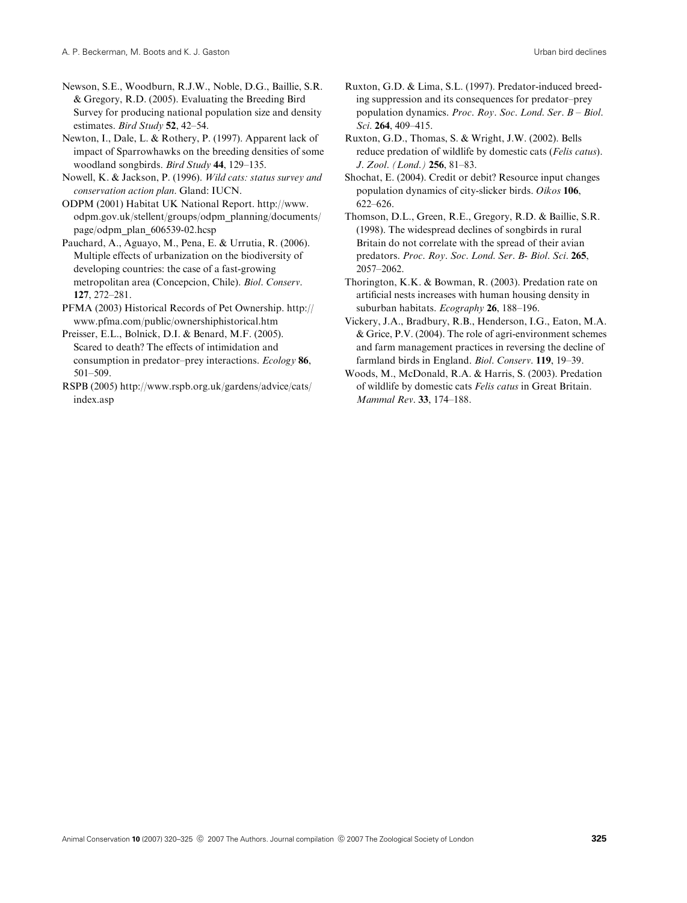Newson, S.E., Woodburn, R.J.W., Noble, D.G., Baillie, S.R. & Gregory, R.D. (2005). Evaluating the Breeding Bird Survey for producing national population size and density estimates. *Bird Study* **52**, 42–54.

Newton, I., Dale, L. & Rothery, P. (1997). Apparent lack of impact of Sparrowhawks on the breeding densities of some woodland songbirds. *Bird Study* **44**, 129–135.

Nowell, K. & Jackson, P. (1996). *Wild cats: status survey and conservation action plan*. Gland: IUCN.

ODPM (2001) Habitat UK National Report. http://www.odpm.gov.uk/stellent/groups/odpm_planning/documents/page/odpm_plan_606539-02.hcsp

Pauchard, A., Aguayo, M., Pena, E. & Urrutia, R. (2006). Multiple effects of urbanization on the biodiversity of developing countries: the case of a fast-growing metropolitan area (Concepcion, Chile). *Biol. Conserv.* **127**, 272–281.

PFMA (2003) Historical Records of Pet Ownership. http://www.pfma.com/public/ownershiphistorical.htm

Preisser, E.L., Bolnick, D.I. & Benard, M.F. (2005). Scared to death? The effects of intimidation and consumption in predator–prey interactions. *Ecology* **86**, 501–509.

RSPB (2005) http://www.rspb.org.uk/gardens/advice/cats/index.asp

Ruxton, G.D. & Lima, S.L. (1997). Predator-induced breeding suppression and its consequences for predator–prey population dynamics. *Proc. Roy. Soc. Lond. Ser. B – Biol. Sci.* **264**, 409–415.

Ruxton, G.D., Thomas, S. & Wright, J.W. (2002). Bells reduce predation of wildlife by domestic cats (*Felis catus*). *J. Zool. (Lond.)* **256**, 81–83.

Shochat, E. (2004). Credit or debit? Resource input changes population dynamics of city-slicker birds. *Oikos* **106**, 622–626.

Thomson, D.L., Green, R.E., Gregory, R.D. & Baillie, S.R. (1998). The widespread declines of songbirds in rural Britain do not correlate with the spread of their avian predators. *Proc. Roy. Soc. Lond. Ser. B- Biol. Sci.* **265**, 2057–2062.

Thorington, K.K. & Bowman, R. (2003). Predation rate on artificial nests increases with human housing density in suburban habitats. *Ecography* **26**, 188–196.

Vickery, J.A., Bradbury, R.B., Henderson, I.G., Eaton, M.A. & Grice, P.V. (2004). The role of agri-environment schemes and farm management practices in reversing the decline of farmland birds in England. *Biol. Conserv.* **119**, 19–39.

Woods, M., McDonald, R.A. & Harris, S. (2003). Predation of wildlife by domestic cats *Felis catus* in Great Britain. *Mammal Rev.* **33**, 174–188.